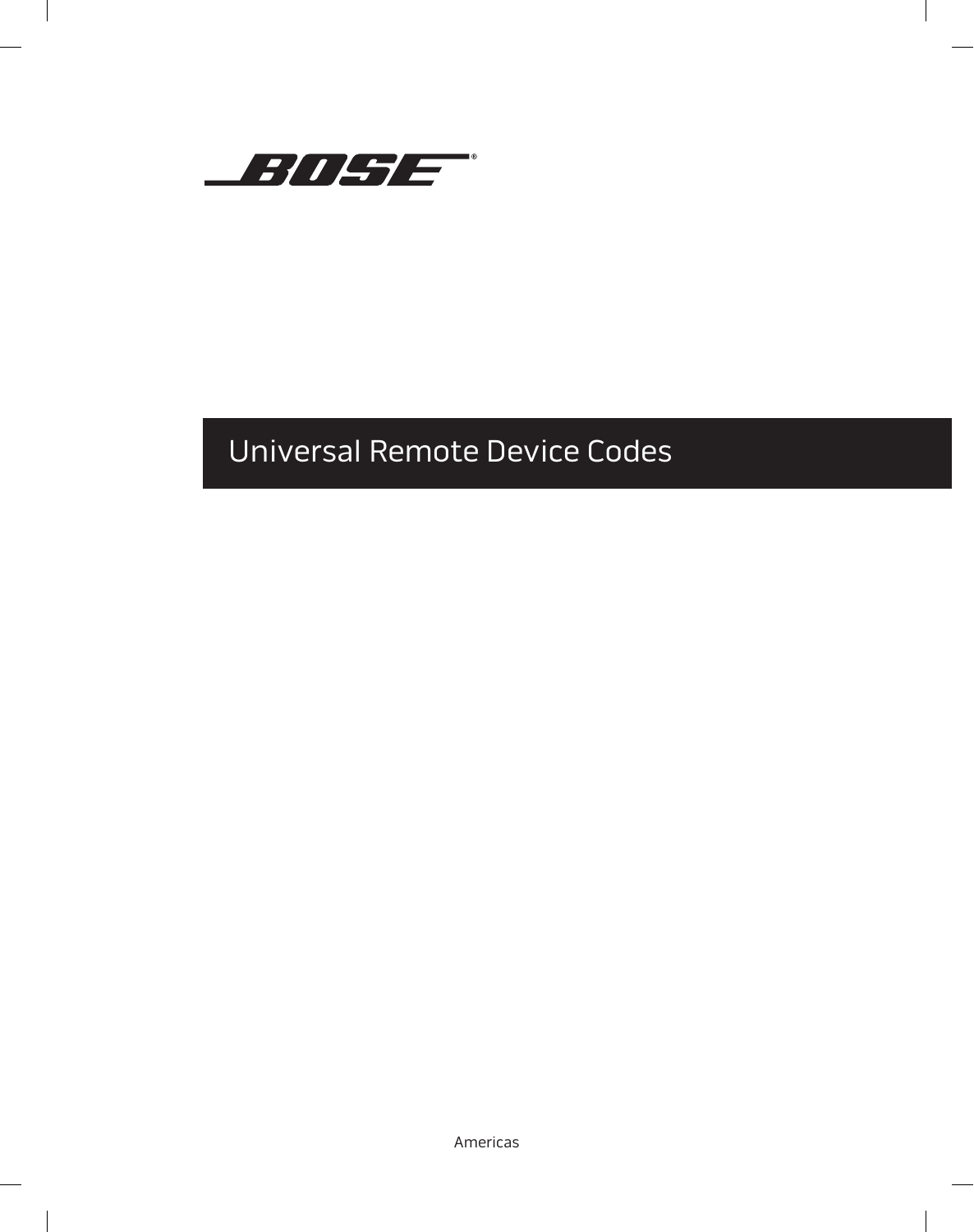BOSE®

# Universal Remote Device Codes

Americas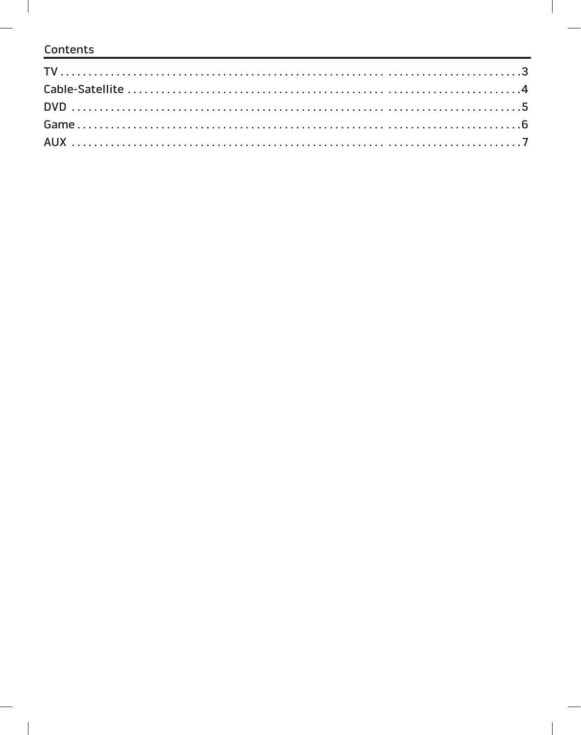## Contents

TV . . . . . . . . . . . . . . . . . . . . . . . . . . . . . . . . . . . . . . . . . . . . . . . . . . . . . . . . . . . . . . . . . . . . . . . . . . . . 3

Cable-Satellite . . . . . . . . . . . . . . . . . . . . . . . . . . . . . . . . . . . . . . . . . . . . . . . . . . . . . . . . . . . . . . . . . . 4

DVD . . . . . . . . . . . . . . . . . . . . . . . . . . . . . . . . . . . . . . . . . . . . . . . . . . . . . . . . . . . . . . . . . . . . . . . . . . 5

Game . . . . . . . . . . . . . . . . . . . . . . . . . . . . . . . . . . . . . . . . . . . . . . . . . . . . . . . . . . . . . . . . . . . . . . . . . 6

AUX . . . . . . . . . . . . . . . . . . . . . . . . . . . . . . . . . . . . . . . . . . . . . . . . . . . . . . . . . . . . . . . . . . . . . . . . . . 7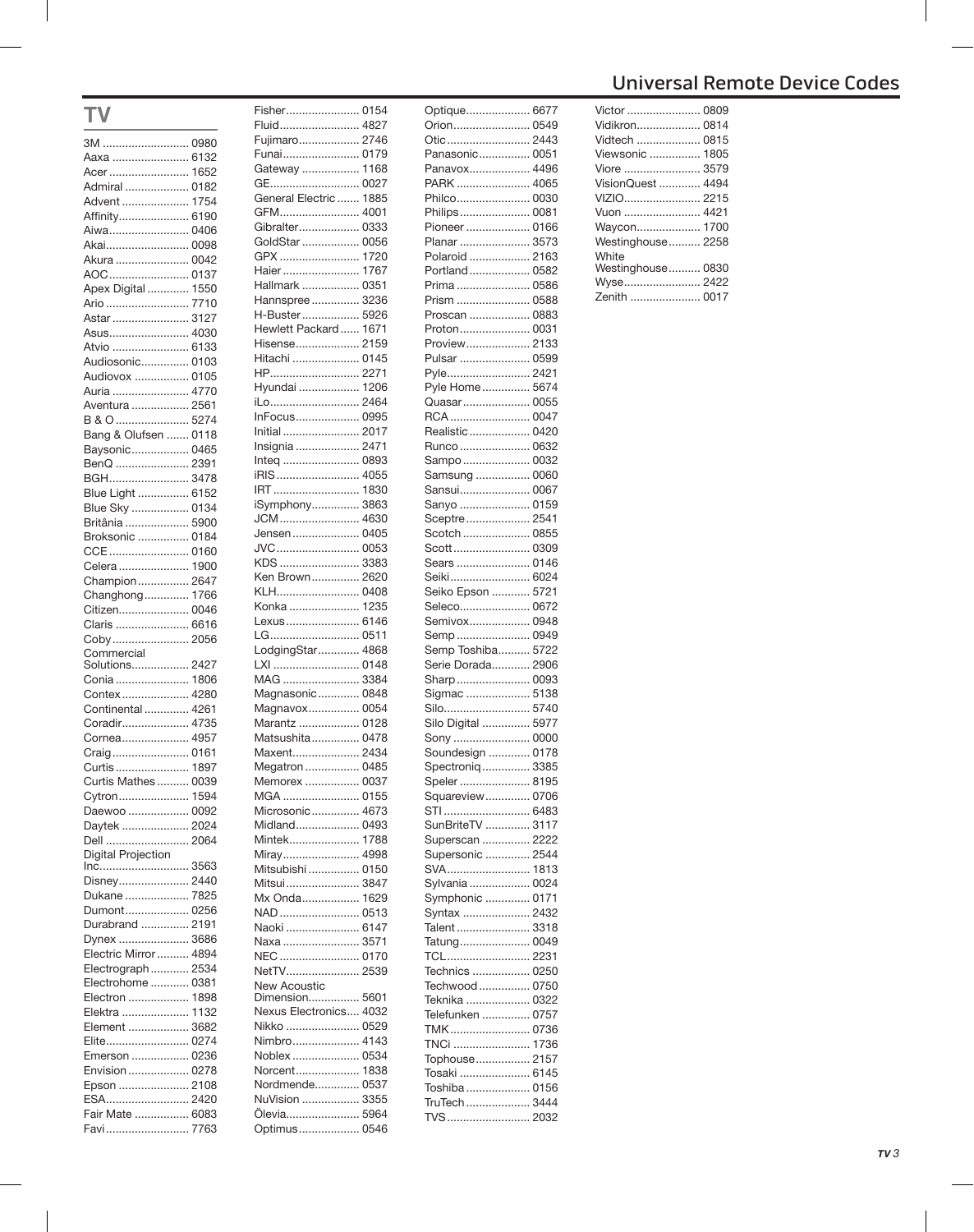## Universal Remote Device Codes

# TV

| Brand | Code |
|---|---|
| 3M | 0980 |
| Aaxa | 6132 |
| Acer | 1652 |
| Admiral | 0182 |
| Advent | 1754 |
| Affinity | 6190 |
| Aiwa | 0406 |
| Akai | 0098 |
| Akura | 0042 |
| AOC | 0137 |
| Apex Digital | 1550 |
| Ario | 7710 |
| Astar | 3127 |
| Asus | 4030 |
| Atvio | 6133 |
| Audiosonic | 0103 |
| Audiovox | 0105 |
| Auria | 4770 |
| Aventura | 2561 |
| B & O | 5274 |
| Bang & Olufsen | 0118 |
| Baysonic | 0465 |
| BenQ | 2391 |
| BGH | 3478 |
| Blue Light | 6152 |
| Blue Sky | 0134 |
| Britânia | 5900 |
| Broksonic | 0184 |
| CCE | 0160 |
| Celera | 1900 |
| Champion | 2647 |
| Changhong | 1766 |
| Citizen | 0046 |
| Claris | 6616 |
| Coby | 2056 |
| Commercial Solutions | 2427 |
| Conia | 1806 |
| Contex | 4280 |
| Continental | 4261 |
| Coradir | 4735 |
| Cornea | 4957 |
| Craig | 0161 |
| Curtis | 1897 |
| Curtis Mathes | 0039 |
| Cytron | 1594 |
| Daewoo | 0092 |
| Daytek | 2024 |
| Dell | 2064 |
| Digital Projection Inc. | 3563 |
| Disney | 2440 |
| Dukane | 7825 |
| Dumont | 0256 |
| Durabrand | 2191 |
| Dynex | 3686 |
| Electric Mirror | 4894 |
| Electrograph | 2534 |
| Electrohome | 0381 |
| Electron | 1898 |
| Elektra | 1132 |
| Element | 3682 |
| Elite | 0274 |
| Emerson | 0236 |
| Envision | 0278 |
| Epson | 2108 |
| ESA | 2420 |
| Fair Mate | 6083 |
| Favi | 7763 |
| Fisher | 0154 |
| Fluid | 4827 |
| Fujimaro | 2746 |
| Funai | 0179 |
| Gateway | 1168 |
| GE | 0027 |
| General Electric | 1885 |
| GFM | 4001 |
| Gibralter | 0333 |
| GoldStar | 0056 |
| GPX | 1720 |
| Haier | 1767 |
| Hallmark | 0351 |
| Hannspree | 3236 |
| H-Buster | 5926 |
| Hewlett Packard | 1671 |
| Hisense | 2159 |
| Hitachi | 0145 |
| HP | 2271 |
| Hyundai | 1206 |
| iLo | 2464 |
| InFocus | 0995 |
| Initial | 2017 |
| Insignia | 2471 |
| Inteq | 0893 |
| iRIS | 4055 |
| IRT | 1830 |
| iSymphony | 3863 |
| JCM | 4630 |
| Jensen | 0405 |
| JVC | 0053 |
| KDS | 3383 |
| Ken Brown | 2620 |
| KLH | 0408 |
| Konka | 1235 |
| Lexus | 6146 |
| LG | 0511 |
| LodgingStar | 4868 |
| LXI | 0148 |
| MAG | 3384 |
| Magnasonic | 0848 |
| Magnavox | 0054 |
| Marantz | 0128 |
| Matsushita | 0478 |
| Maxent | 2434 |
| Megatron | 0485 |
| Memorex | 0037 |
| MGA | 0155 |
| Microsonic | 4673 |
| Midland | 0493 |
| Mintek | 1788 |
| Miray | 4998 |
| Mitsubishi | 0150 |
| Mitsui | 3847 |
| Mx Onda | 1629 |
| NAD | 0513 |
| Naoki | 6147 |
| Naxa | 3571 |
| NEC | 0170 |
| NetTV | 2539 |
| New Acoustic Dimension | 5601 |
| Nexus Electronics | 4032 |
| Nikko | 0529 |
| Nimbro | 4143 |
| Noblex | 0534 |
| Norcent | 1838 |
| Nordmende | 0537 |
| NuVision | 3355 |
| Ölevia | 5964 |
| Optimus | 0546 |
| Optique | 6677 |
| Orion | 0549 |
| Otic | 2443 |
| Panasonic | 0051 |
| Panavox | 4496 |
| PARK | 4065 |
| Philco | 0030 |
| Philips | 0081 |
| Pioneer | 0166 |
| Planar | 3573 |
| Polaroid | 2163 |
| Portland | 0582 |
| Prima | 0586 |
| Prism | 0588 |
| Proscan | 0883 |
| Proton | 0031 |
| Proview | 2133 |
| Pulsar | 0599 |
| Pyle | 2421 |
| Pyle Home | 5674 |
| Quasar | 0055 |
| RCA | 0047 |
| Realistic | 0420 |
| Runco | 0632 |
| Sampo | 0032 |
| Samsung | 0060 |
| Sansui | 0067 |
| Sanyo | 0159 |
| Sceptre | 2541 |
| Scotch | 0855 |
| Scott | 0309 |
| Sears | 0146 |
| Seiki | 6024 |
| Seiko Epson | 5721 |
| Seleco | 0672 |
| Semivox | 0948 |
| Semp | 0949 |
| Semp Toshiba | 5722 |
| Serie Dorada | 2906 |
| Sharp | 0093 |
| Sigmac | 5138 |
| Silo | 5740 |
| Silo Digital | 5977 |
| Sony | 0000 |
| Soundesign | 0178 |
| Spectroniq | 3385 |
| Speler | 8195 |
| Squareview | 0706 |
| STI | 6483 |
| SunBriteTV | 3117 |
| Superscan | 2222 |
| Supersonic | 2544 |
| SVA | 1813 |
| Sylvania | 0024 |
| Symphonic | 0171 |
| Syntax | 2432 |
| Talent | 3318 |
| Tatung | 0049 |
| TCL | 2231 |
| Technics | 0250 |
| Techwood | 0750 |
| Teknika | 0322 |
| Telefunken | 0757 |
| TMK | 0736 |
| TNCi | 1736 |
| Tophouse | 2157 |
| Tosaki | 6145 |
| Toshiba | 0156 |
| TruTech | 3444 |
| TVS | 2032 |
| Victor | 0809 |
| Vidikron | 0814 |
| Vidtech | 0815 |
| Viewsonic | 1805 |
| Viore | 3579 |
| VisionQuest | 4494 |
| VIZIO | 2215 |
| Vuon | 4421 |
| Waycon | 1700 |
| Westinghouse | 2258 |
| White Westinghouse | 0830 |
| Wyse | 2422 |
| Zenith | 0017 |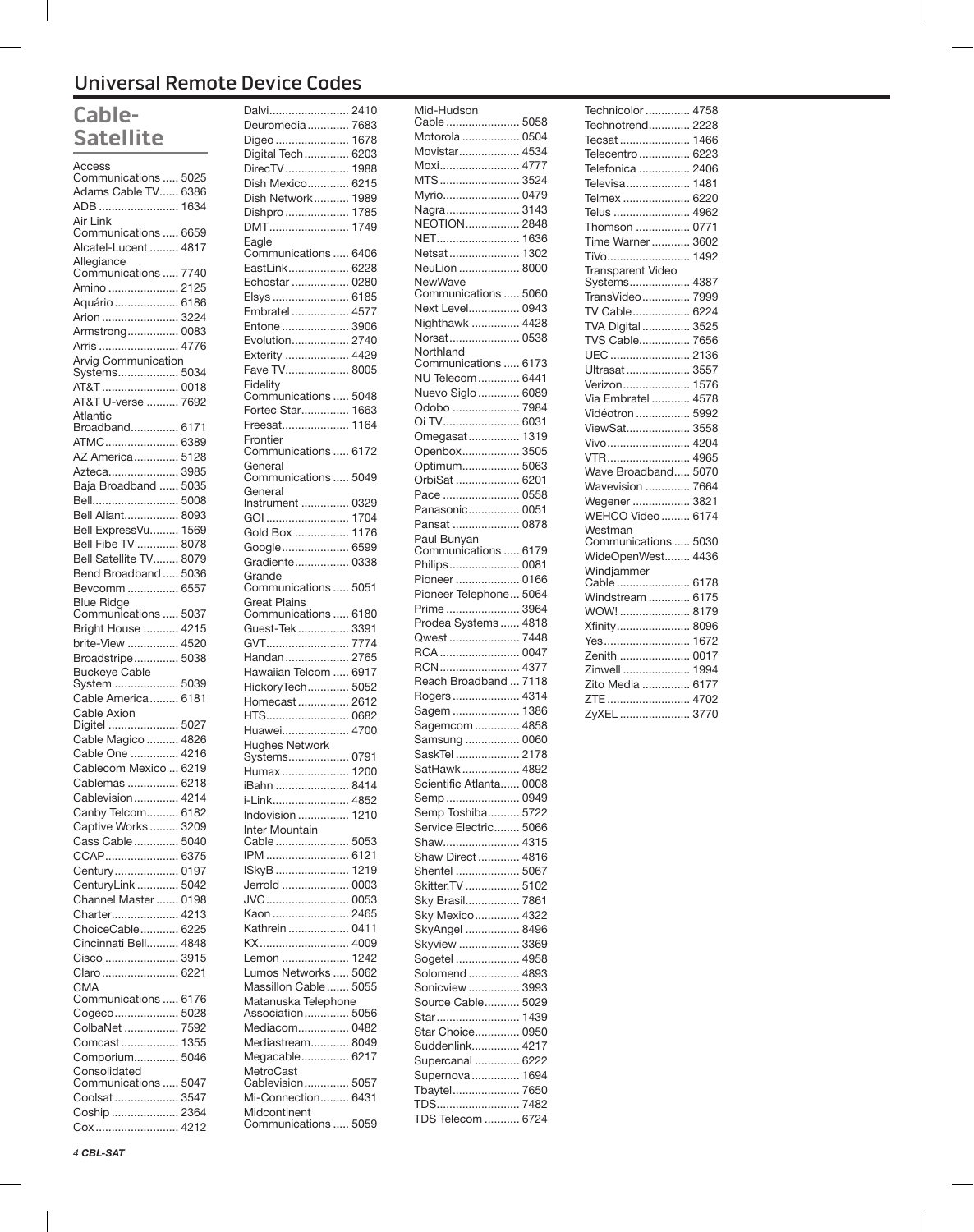# Universal Remote Device Codes

## Cable-Satellite

Access Communications ..... 5025
Adams Cable TV...... 6386
ADB ........................ 1634
Air Link Communications ..... 6659
Alcatel-Lucent ......... 4817
Allegiance Communications ..... 7740
Amino ...................... 2125
Aquário .................... 6186
Arion ........................ 3224
Armstrong................ 0083
Arris ......................... 4776
Arvig Communication Systems................... 5034
AT&T ........................ 0018
AT&T U-verse .......... 7692
Atlantic Broadband............... 6171
ATMC....................... 6389
AZ America.............. 5128
Azteca...................... 3985
Baja Broadband ...... 5035
Bell........................... 5008
Bell Aliant................. 8093
Bell ExpressVu......... 1569
Bell Fibe TV ............. 8078
Bell Satellite TV........ 8079
Bend Broadband ..... 5036
Bevcomm ................ 6557
Blue Ridge Communications ..... 5037
Bright House ........... 4215
brite-View ................ 4520
Broadstripe.............. 5038
Buckeye Cable System .................... 5039
Cable America......... 6181
Cable Axion Digitel ...................... 5027
Cable Magico .......... 4826
Cable One ............... 4216
Cablecom Mexico ... 6219
Cablemas ................ 6218
Cablevision.............. 4214
Canby Telcom.......... 6182
Captive Works ......... 3209
Cass Cable .............. 5040
CCAP....................... 6375
Century.................... 0197
CenturyLink ............. 5042
Channel Master ....... 0198
Charter..................... 4213
ChoiceCable............ 6225
Cincinnati Bell.......... 4848
Cisco ....................... 3915
Claro ........................ 6221
CMA Communications ..... 6176
Cogeco.................... 5028
ColbaNet ................. 7592
Comcast.................. 1355
Comporium.............. 5046
Consolidated Communications ..... 5047
Coolsat .................... 3547
Coship ..................... 2364
Cox .......................... 4212
Dalvi......................... 2410
Deuromedia ............. 7683
Digeo ....................... 1678
Digital Tech.............. 6203
DirecTV .................... 1988
Dish Mexico............. 6215
Dish Network........... 1989
Dishpro .................... 1785
DMT......................... 1749
Eagle Communications ..... 6406
EastLink................... 6228
Echostar .................. 0280
Elsys ........................ 6185
Embratel .................. 4577
Entone ..................... 3906
Evolution.................. 2740
Exterity .................... 4429
Fave TV.................... 8005
Fidelity Communications ..... 5048
Fortec Star............... 1663
Freesat..................... 1164
Frontier Communications ..... 6172
General Communications ..... 5049
General Instrument ............... 0329
GOI .......................... 1704
Gold Box ................. 1176
Google..................... 6599
Gradiente................. 0338
Grande Communications ..... 5051
Great Plains Communications ..... 6180
Guest-Tek ................ 3391
GVT.......................... 7774
Handan .................... 2765
Hawaiian Telcom ..... 6917
HickoryTech............. 5052
Homecast ................ 2612
HTS.......................... 0682
Huawei..................... 4700
Hughes Network Systems................... 0791
Humax ..................... 1200
iBahn ....................... 8414
i-Link........................ 4852
Indovision ................ 1210
Inter Mountain Cable ....................... 5053
IPM .......................... 6121
ISkyB ....................... 1219
Jerrold ..................... 0003
JVC.......................... 0053
Kaon ........................ 2465
Kathrein ................... 0411
KX............................ 4009
Lemon ..................... 1242
Lumos Networks ..... 5062
Massillon Cable ....... 5055
Matanuska Telephone Association.............. 5056
Mediacom................ 0482
Mediastream............ 8049
Megacable............... 6217
MetroCast Cablevision.............. 5057
Mi-Connection......... 6431
Midcontinent Communications ..... 5059
Mid-Hudson Cable ....................... 5058
Motorola .................. 0504
Movistar................... 4534
Moxi......................... 4777
MTS ......................... 3524
Myrio........................ 0479
Nagra....................... 3143
NEOTION................. 2848
NET.......................... 1636
Netsat ...................... 1302
NeuLion ................... 8000
NewWave Communications ..... 5060
Next Level................ 0943
Nighthawk ............... 4428
Norsat...................... 0538
Northland Communications ..... 6173
NU Telecom ............. 6441
Nuevo Siglo ............. 6089
Odobo ..................... 7984
Oi TV........................ 6031
Omegasat ................ 1319
Openbox.................. 3505
Optimum.................. 5063
OrbiSat .................... 6201
Pace ........................ 0558
Panasonic................ 0051
Pansat ..................... 0878
Paul Bunyan Communications ..... 6179
Philips...................... 0081
Pioneer .................... 0166
Pioneer Telephone... 5064
Prime ....................... 3964
Prodea Systems ...... 4818
Qwest ...................... 7448
RCA ......................... 0047
RCN......................... 4377
Reach Broadband ... 7118
Rogers ..................... 4314
Sagem ..................... 1386
Sagemcom .............. 4858
Samsung ................. 0060
SaskTel .................... 2178
SatHawk .................. 4892
Scientific Atlanta...... 0008
Semp ....................... 0949
Semp Toshiba.......... 5722
Service Electric........ 5066
Shaw........................ 4315
Shaw Direct ............. 4816
Shentel .................... 5067
Skitter.TV ................. 5102
Sky Brasil................. 7861
Sky Mexico.............. 4322
SkyAngel ................. 8496
Skyview ................... 3369
Sogetel .................... 4958
Solomend ................ 4893
Sonicview ................ 3993
Source Cable........... 5029
Star .......................... 1439
Star Choice.............. 0950
Suddenlink............... 4217
Supercanal .............. 6222
Supernova ............... 1694
Tbaytel..................... 7650
TDS.......................... 7482
TDS Telecom ........... 6724
Technicolor .............. 4758
Technotrend............. 2228
Tecsat ...................... 1466
Telecentro ................ 6223
Telefonica ................ 2406
Televisa.................... 1481
Telmex ..................... 6220
Telus ........................ 4962
Thomson ................. 0771
Time Warner ............ 3602
TiVo.......................... 1492
Transparent Video Systems................... 4387
TransVideo............... 7999
TV Cable.................. 6224
TVA Digital ............... 3525
TVS Cable................ 7656
UEC ......................... 2136
Ultrasat .................... 3557
Verizon..................... 1576
Via Embratel ............ 4578
Vidéotron ................. 5992
ViewSat.................... 3558
Vivo.......................... 4204
VTR.......................... 4965
Wave Broadband..... 5070
Wavevision .............. 7664
Wegener .................. 3821
WEHCO Video ......... 6174
Westman Communications ..... 5030
WideOpenWest........ 4436
Windjammer Cable ....................... 6178
Windstream ............. 6175
WOW! ...................... 8179
Xfinity....................... 8096
Yes........................... 1672
Zenith ...................... 0017
Zinwell ..................... 1994
Zito Media ............... 6177
ZTE .......................... 4702
ZyXEL ...................... 3770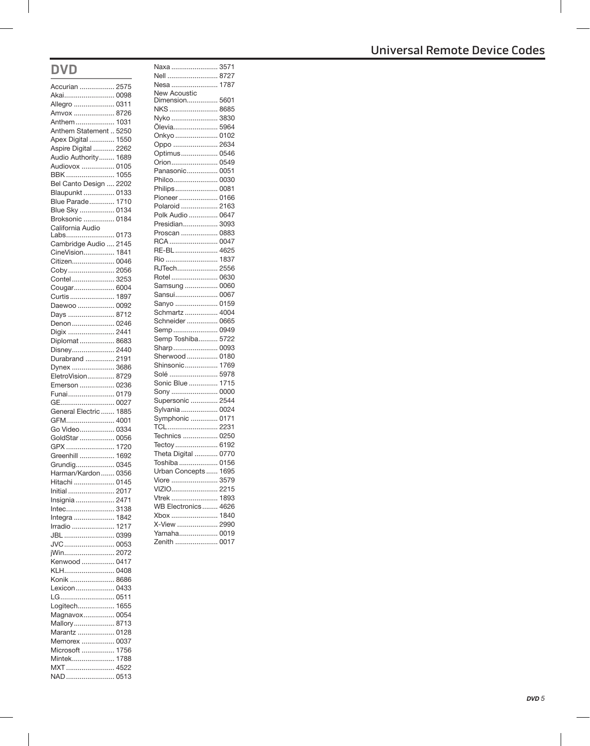## DVD

| | |
|---|---|
| Accurian | 2575 |
| Akai | 0098 |
| Allegro | 0311 |
| Amvox | 8726 |
| Anthem | 1031 |
| Anthem Statement | 5250 |
| Apex Digital | 1550 |
| Aspire Digital | 2262 |
| Audio Authority | 1689 |
| Audiovox | 0105 |
| BBK | 1055 |
| Bel Canto Design | 2202 |
| Blaupunkt | 0133 |
| Blue Parade | 1710 |
| Blue Sky | 0134 |
| Broksonic | 0184 |
| California Audio Labs | 0173 |
| Cambridge Audio | 2145 |
| CineVision | 1841 |
| Citizen | 0046 |
| Coby | 2056 |
| Contel | 3253 |
| Cougar | 6004 |
| Curtis | 1897 |
| Daewoo | 0092 |
| Days | 8712 |
| Denon | 0246 |
| Digix | 2441 |
| Diplomat | 8683 |
| Disney | 2440 |
| Durabrand | 2191 |
| Dynex | 3686 |
| EletroVision | 8729 |
| Emerson | 0236 |
| Funai | 0179 |
| GE | 0027 |
| General Electric | 1885 |
| GFM | 4001 |
| Go Video | 0334 |
| GoldStar | 0056 |
| GPX | 1720 |
| Greenhill | 1692 |
| Grundig | 0345 |
| Harman/Kardon | 0356 |
| Hitachi | 0145 |
| Initial | 2017 |
| Insignia | 2471 |
| Intec | 3138 |
| Integra | 1842 |
| Irradio | 1217 |
| JBL | 0399 |
| JVC | 0053 |
| jWin | 2072 |
| Kenwood | 0417 |
| KLH | 0408 |
| Konik | 8686 |
| Lexicon | 0433 |
| LG | 0511 |
| Logitech | 1655 |
| Magnavox | 0054 |
| Mallory | 8713 |
| Marantz | 0128 |
| Memorex | 0037 |
| Microsoft | 1756 |
| Mintek | 1788 |
| MXT | 4522 |
| NAD | 0513 |
| Naxa | 3571 |
| Nell | 8727 |
| Nesa | 1787 |
| New Acoustic Dimension | 5601 |
| NKS | 8685 |
| Nyko | 3830 |
| Ölevia | 5964 |
| Onkyo | 0102 |
| Oppo | 2634 |
| Optimus | 0546 |
| Orion | 0549 |
| Panasonic | 0051 |
| Philco | 0030 |
| Philips | 0081 |
| Pioneer | 0166 |
| Polaroid | 2163 |
| Polk Audio | 0647 |
| Presidian | 3093 |
| Proscan | 0883 |
| RCA | 0047 |
| RE-BL | 4625 |
| Rio | 1837 |
| RJTech | 2556 |
| Rotel | 0630 |
| Samsung | 0060 |
| Sansui | 0067 |
| Sanyo | 0159 |
| Schmartz | 4004 |
| Schneider | 0665 |
| Semp | 0949 |
| Semp Toshiba | 5722 |
| Sharp | 0093 |
| Sherwood | 0180 |
| Shinsonic | 1769 |
| Solé | 5978 |
| Sonic Blue | 1715 |
| Sony | 0000 |
| Supersonic | 2544 |
| Sylvania | 0024 |
| Symphonic | 0171 |
| TCL | 2231 |
| Technics | 0250 |
| Tectoy | 6192 |
| Theta Digital | 0770 |
| Toshiba | 0156 |
| Urban Concepts | 1695 |
| Viore | 3579 |
| VIZIO | 2215 |
| Vtrek | 1893 |
| WB Electronics | 4626 |
| Xbox | 1840 |
| X-View | 2990 |
| Yamaha | 0019 |
| Zenith | 0017 |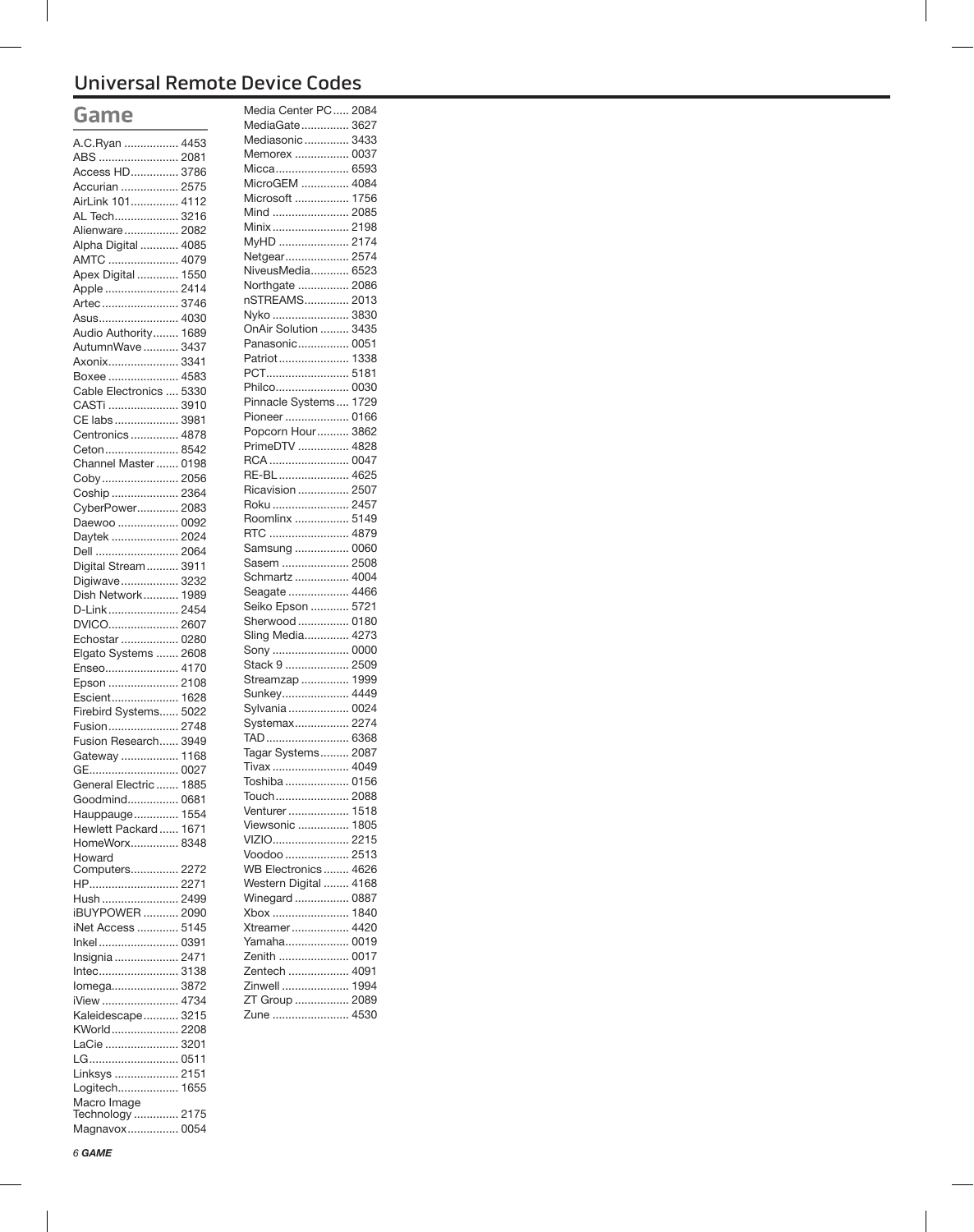# Universal Remote Device Codes

## Game

A.C.Ryan ................ 4453
ABS ......................... 2081
Access HD............... 3786
Accurian ................. 2575
AirLink 101............... 4112
AL Tech.................... 3216
Alienware................. 2082
Alpha Digital ............ 4085
AMTC ...................... 4079
Apex Digital ............. 1550
Apple ....................... 2414
Artec ........................ 3746
Asus......................... 4030
Audio Authority........ 1689
AutumnWave ........... 3437
Axonix...................... 3341
Boxee ...................... 4583
Cable Electronics .... 5330
CASTi ...................... 3910
CE labs .................... 3981
Centronics .............. 4878
Ceton....................... 8542
Channel Master ....... 0198
Coby ........................ 2056
Coship ..................... 2364
CyberPower............. 2083
Daewoo ................... 0092
Daytek ..................... 2024
Dell .......................... 2064
Digital Stream .......... 3911
Digiwave .................. 3232
Dish Network........... 1989
D-Link...................... 2454
DVICO...................... 2607
Echostar .................. 0280
Elgato Systems ....... 2608
Enseo....................... 4170
Epson ...................... 2108
Escient..................... 1628
Firebird Systems...... 5022
Fusion...................... 2748
Fusion Research...... 3949
Gateway .................. 1168
GE............................ 0027
General Electric ....... 1885
Goodmind................ 0681
Hauppauge.............. 1554
Hewlett Packard...... 1671
HomeWorx............... 8348
Howard Computers............... 2272
HP............................ 2271
Hush ........................ 2499
iBUYPOWER ........... 2090
iNet Access ............. 5145
Inkel ......................... 0391
Insignia .................... 2471
Intec......................... 3138
Iomega..................... 3872
iView ........................ 4734
Kaleidescape........... 3215
KWorld..................... 2208
LaCie ....................... 3201
LG............................ 0511
Linksys .................... 2151
Logitech................... 1655
Macro Image Technology .............. 2175
Magnavox................ 0054
Media Center PC..... 2084
MediaGate............... 3627
Mediasonic .............. 3433
Memorex ................. 0037
Micca....................... 6593
MicroGEM ............... 4084
Microsoft ................. 1756
Mind ........................ 2085
Minix ........................ 2198
MyHD ...................... 2174
Netgear.................... 2574
NiveusMedia............ 6523
Northgate ................ 2086
nSTREAMS.............. 2013
Nyko ........................ 3830
OnAir Solution ......... 3435
Panasonic................ 0051
Patriot ...................... 1338
PCT.......................... 5181
Philco....................... 0030
Pinnacle Systems.... 1729
Pioneer .................... 0166
Popcorn Hour.......... 3862
PrimeDTV ................ 4828
RCA ......................... 0047
RE-BL ...................... 4625
Ricavision ................ 2507
Roku ........................ 2457
Roomlinx ................. 5149
RTC ......................... 4879
Samsung ................. 0060
Sasem ..................... 2508
Schmartz ................. 4004
Seagate ................... 4466
Seiko Epson ............ 5721
Sherwood ................ 0180
Sling Media............. 4273
Sony ........................ 0000
Stack 9 .................... 2509
Streamzap ............... 1999
Sunkey..................... 4449
Sylvania ................... 0024
Systemax................. 2274
TAD .......................... 6368
Tagar Systems......... 2087
Tivax ........................ 4049
Toshiba .................... 0156
Touch....................... 2088
Venturer ................... 1518
Viewsonic ................ 1805
VIZIO........................ 2215
Voodoo .................... 2513
WB Electronics........ 4626
Western Digital ........ 4168
Winegard ................. 0887
Xbox ........................ 1840
Xtreamer .................. 4420
Yamaha.................... 0019
Zenith ...................... 0017
Zentech ................... 4091
Zinwell ..................... 1994
ZT Group ................. 2089
Zune ........................ 4530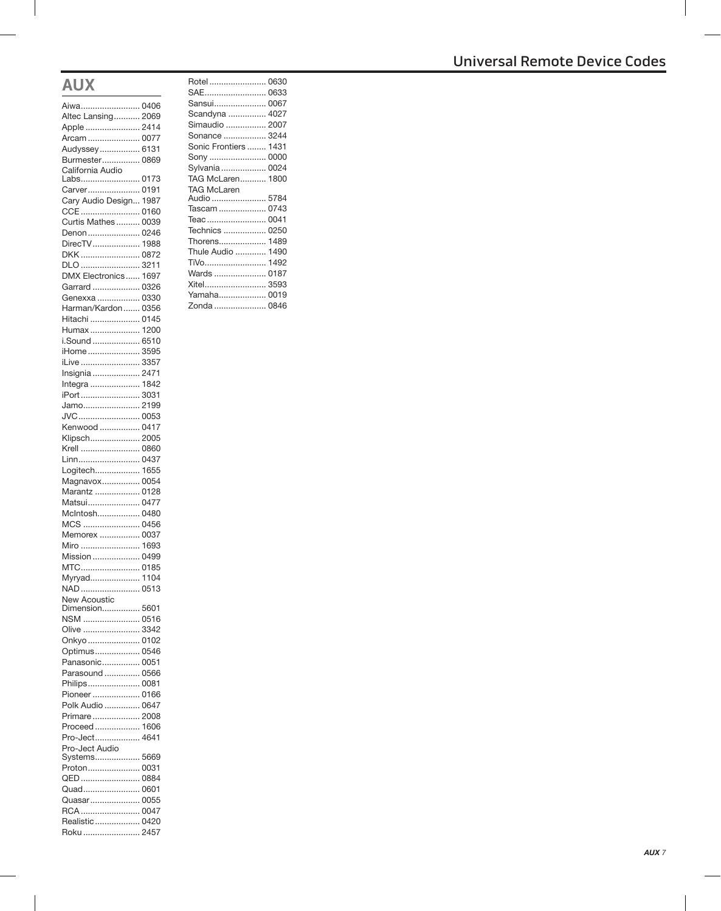## AUX

Aiwa......................... 0406
Altec Lansing........... 2069
Apple ....................... 2414
Arcam ...................... 0077
Audyssey ................ 6131
Burmester................ 0869
California Audio Labs......................... 0173
Carver...................... 0191
Cary Audio Design... 1987
CCE ......................... 0160
Curtis Mathes .......... 0039
Denon ...................... 0246
DirecTV.................... 1988
DKK ......................... 0872
DLO ......................... 3211
DMX Electronics...... 1697
Garrard .................... 0326
Genexxa .................. 0330
Harman/Kardon....... 0356
Hitachi ..................... 0145
Humax ..................... 1200
i.Sound .................... 6510
iHome...................... 3595
iLive ......................... 3357
Insignia .................... 2471
Integra ..................... 1842
iPort ......................... 3031
Jamo........................ 2199
JVC.......................... 0053
Kenwood ................. 0417
Klipsch..................... 2005
Krell ......................... 0860
Linn.......................... 0437
Logitech................... 1655
Magnavox................ 0054
Marantz ................... 0128
Matsui...................... 0477
McIntosh.................. 0480
MCS ........................ 0456
Memorex ................. 0037
Miro ......................... 1693
Mission .................... 0499
MTC......................... 0185
Myryad..................... 1104
NAD ......................... 0513
New Acoustic Dimension................ 5601
NSM ........................ 0516
Olive ........................ 3342
Onkyo ...................... 0102
Optimus................... 0546
Panasonic................ 0051
Parasound ............... 0566
Philips...................... 0081
Pioneer .................... 0166
Polk Audio ............... 0647
Primare .................... 2008
Proceed ................... 1606
Pro-Ject................... 4641
Pro-Ject Audio Systems................... 5669
Proton...................... 0031
QED ......................... 0884
Quad........................ 0601
Quasar ..................... 0055
RCA ......................... 0047
Realistic................... 0420
Roku ........................ 2457
Rotel ........................ 0630
SAE.......................... 0633
Sansui...................... 0067
Scandyna ................ 4027
Simaudio ................. 2007
Sonance .................. 3244
Sonic Frontiers ........ 1431
Sony ........................ 0000
Sylvania ................... 0024
TAG McLaren........... 1800
TAG McLaren Audio ....................... 5784
Tascam .................... 0743
Teac ......................... 0041
Technics .................. 0250
Thorens.................... 1489
Thule Audio ............. 1490
TiVo.......................... 1492
Wards ...................... 0187
Xitel.......................... 3593
Yamaha.................... 0019
Zonda ...................... 0846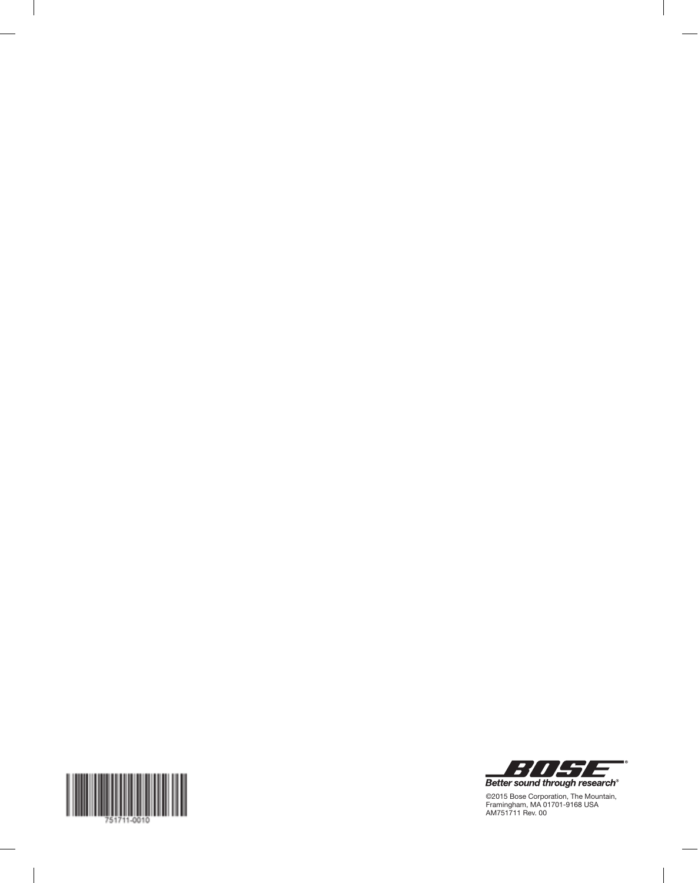751711-0010

BOSE®

Better sound through research®

©2015 Bose Corporation, The Mountain,
Framingham, MA 01701-9168 USA
AM751711 Rev. 00